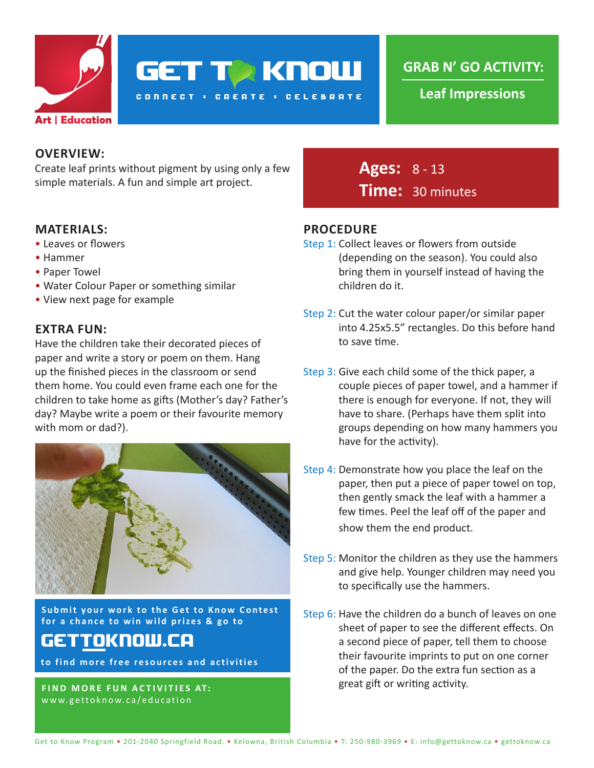Art | Education

# GET TO KNOW

CONNECT • CREATE • CELEBRATE

## GRAB N' GO ACTIVITY:

**Leaf Impressions**

**Ages:** 8 - 13
**Time:** 30 minutes

### OVERVIEW:

Create leaf prints without pigment by using only a few simple materials. A fun and simple art project.

### MATERIALS:

- Leaves or flowers
- Hammer
- Paper Towel
- Water Colour Paper or something similar
- View next page for example

### EXTRA FUN:

Have the children take their decorated pieces of paper and write a story or poem on them. Hang up the finished pieces in the classroom or send them home. You could even frame each one for the children to take home as gifts (Mother's day? Father's day? Maybe write a poem or their favourite memory with mom or dad?).

### PROCEDURE

Step 1: Collect leaves or flowers from outside (depending on the season). You could also bring them in yourself instead of having the children do it.

Step 2: Cut the water colour paper/or similar paper into 4.25x5.5" rectangles. Do this before hand to save time.

Step 3: Give each child some of the thick paper, a couple pieces of paper towel, and a hammer if there is enough for everyone. If not, they will have to share. (Perhaps have them split into groups depending on how many hammers you have for the activity).

Step 4: Demonstrate how you place the leaf on the paper, then put a piece of paper towel on top, then gently smack the leaf with a hammer a few times. Peel the leaf off of the paper and show them the end product.

Step 5: Monitor the children as they use the hammers and give help. Younger children may need you to specifically use the hammers.

Step 6: Have the children do a bunch of leaves on one sheet of paper to see the different effects. On a second piece of paper, tell them to choose their favourite imprints to put on one corner of the paper. Do the extra fun section as a great gift or writing activity.

Submit your work to the Get to Know Contest for a chance to win wild prizes & go to

**GETTOKNOW.CA**

to find more free resources and activities

**FIND MORE FUN ACTIVITIES AT:**
www.gettoknow.ca/education

Get to Know Program • 201-2040 Springfield Road. • Kelowna, British Columbia • T: 250-980-3969 • E: info@gettoknow.ca • gettoknow.ca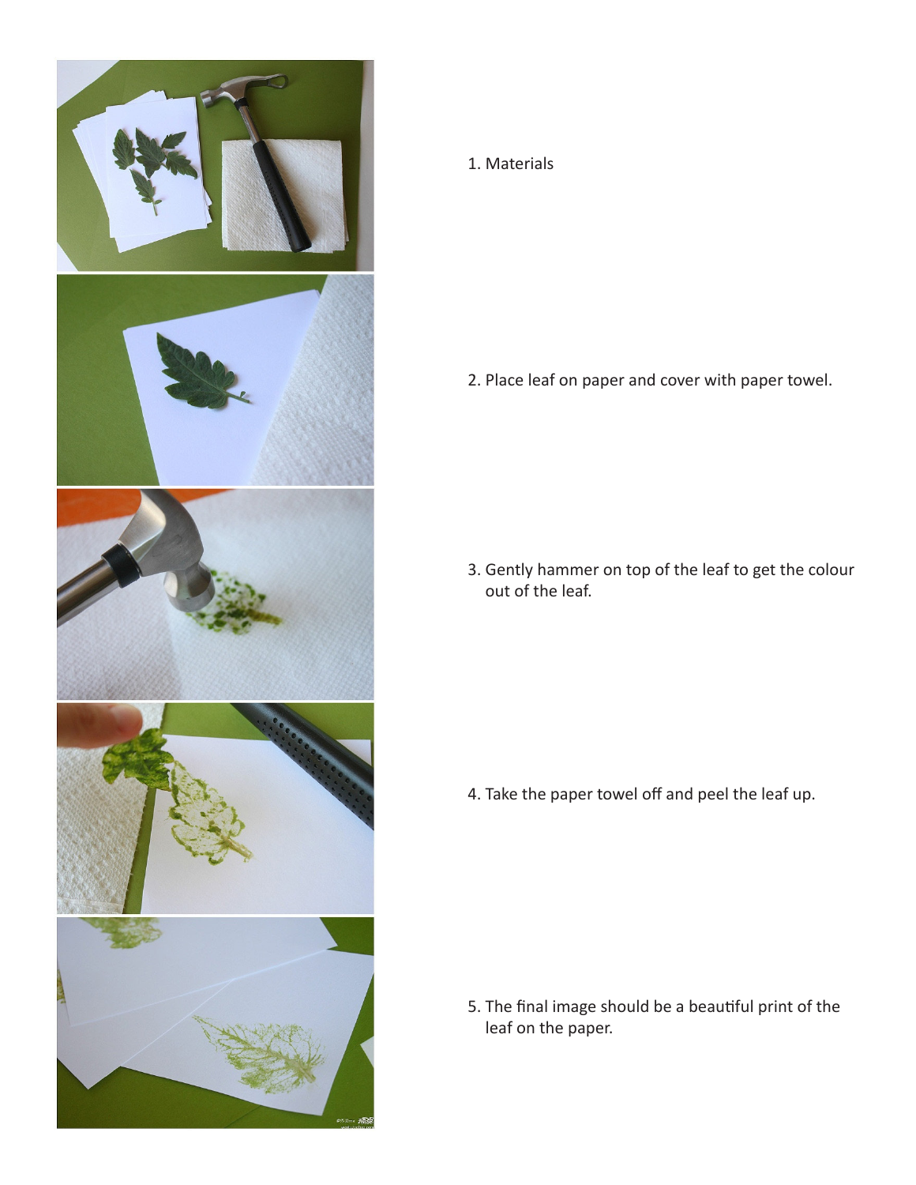1. Materials

2. Place leaf on paper and cover with paper towel.

3. Gently hammer on top of the leaf to get the colour out of the leaf.

4. Take the paper towel off and peel the leaf up.

5. The final image should be a beautiful print of the leaf on the paper.